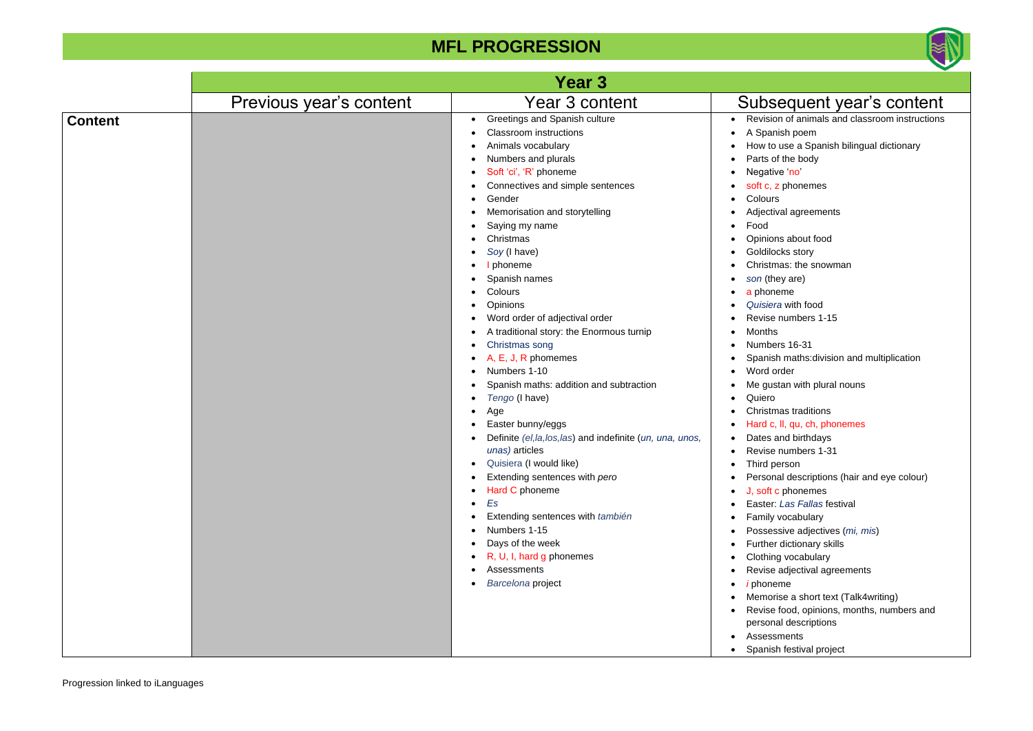# MFL PROGRESSION

| | Year 3 | | |
|---|---|---|---|
| | Previous year's content | Year 3 content | Subsequent year's content |
| **Content** | | • Greetings and Spanish culture<br>• Classroom instructions<br>• Animals vocabulary<br>• Numbers and plurals<br>• Soft 'ci', 'R' phoneme<br>• Connectives and simple sentences<br>• Gender<br>• Memorisation and storytelling<br>• Saying my name<br>• Christmas<br>• *Soy* (I have)<br>• I phoneme<br>• Spanish names<br>• Colours<br>• Opinions<br>• Word order of adjectival order<br>• A traditional story: the Enormous turnip<br>• Christmas song<br>• A, E, J, R phonemes<br>• Numbers 1-10<br>• Spanish maths: addition and subtraction<br>• *Tengo* (I have)<br>• Age<br>• Easter bunny/eggs<br>• Definite *(el,la,los,las*) and indefinite (*un, una, unos, unas)* articles<br>• Quisiera (I would like)<br>• Extending sentences with *pero*<br>• Hard C phoneme<br>• *Es*<br>• Extending sentences with *también*<br>• Numbers 1-15<br>• Days of the week<br>• R, U, I, hard g phonemes<br>• Assessments<br>• *Barcelona* project | • Revision of animals and classroom instructions<br>• A Spanish poem<br>• How to use a Spanish bilingual dictionary<br>• Parts of the body<br>• Negative 'no'<br>• soft c, z phonemes<br>• Colours<br>• Adjectival agreements<br>• Food<br>• Opinions about food<br>• Goldilocks story<br>• Christmas: the snowman<br>• *son* (they are)<br>• a phoneme<br>• *Quisiera* with food<br>• Revise numbers 1-15<br>• Months<br>• Numbers 16-31<br>• Spanish maths:division and multiplication<br>• Word order<br>• Me gustan with plural nouns<br>• Quiero<br>• Christmas traditions<br>• Hard c, ll, qu, ch, phonemes<br>• Dates and birthdays<br>• Revise numbers 1-31<br>• Third person<br>• Personal descriptions (hair and eye colour)<br>• J, soft c phonemes<br>• Easter: *Las Fallas* festival<br>• Family vocabulary<br>• Possessive adjectives (*mi, mis*)<br>• Further dictionary skills<br>• Clothing vocabulary<br>• Revise adjectival agreements<br>• *i* phoneme<br>• Memorise a short text (Talk4writing)<br>• Revise food, opinions, months, numbers and personal descriptions<br>• Assessments<br>• Spanish festival project |

Progression linked to iLanguages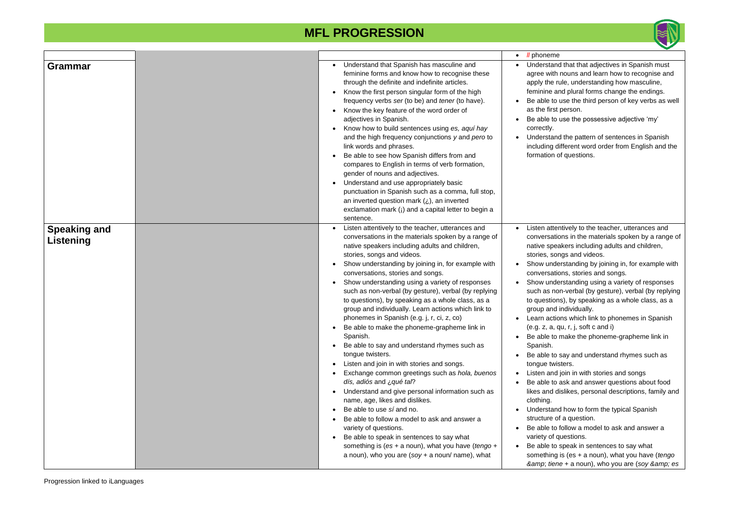# MFL PROGRESSION

| | | | |
|---|---|---|---|
| | | | • *ll* phoneme |
| **Grammar** | | • Understand that Spanish has masculine and feminine forms and know how to recognise these through the definite and indefinite articles.<br>• Know the first person singular form of the high frequency verbs *ser* (to be) and *tener* (to have).<br>• Know the key feature of the word order of adjectives in Spanish.<br>• Know how to build sentences using *es, aquí hay* and the high frequency conjunctions *y* and *pero* to link words and phrases.<br>• Be able to see how Spanish differs from and compares to English in terms of verb formation, gender of nouns and adjectives.<br>• Understand and use appropriately basic punctuation in Spanish such as a comma, full stop, an inverted question mark (¿), an inverted exclamation mark (¡) and a capital letter to begin a sentence. | • Understand that that adjectives in Spanish must agree with nouns and learn how to recognise and apply the rule, understanding how masculine, feminine and plural forms change the endings.<br>• Be able to use the third person of key verbs as well as the first person.<br>• Be able to use the possessive adjective 'my' correctly.<br>• Understand the pattern of sentences in Spanish including different word order from English and the formation of questions. |
| **Speaking and Listening** | | • Listen attentively to the teacher, utterances and conversations in the materials spoken by a range of native speakers including adults and children, stories, songs and videos.<br>• Show understanding by joining in, for example with conversations, stories and songs.<br>• Show understanding using a variety of responses such as non-verbal (by gesture), verbal (by replying to questions), by speaking as a whole class, as a group and individually. Learn actions which link to phonemes in Spanish (e.g. j, r, ci, z, co)<br>• Be able to make the phoneme-grapheme link in Spanish.<br>• Be able to say and understand rhymes such as tongue twisters.<br>• Listen and join in with stories and songs.<br>• Exchange common greetings such as *hola, buenos dís, adiós* and *¿qué tal*?<br>• Understand and give personal information such as name, age, likes and dislikes.<br>• Be able to use *sí* and no.<br>• Be able to follow a model to ask and answer a variety of questions.<br>• Be able to speak in sentences to say what something is (*es* + a noun), what you have (*tengo* + a noun), who you are (*soy* + a noun/ name), what | • Listen attentively to the teacher, utterances and conversations in the materials spoken by a range of native speakers including adults and children, stories, songs and videos.<br>• Show understanding by joining in, for example with conversations, stories and songs.<br>• Show understanding using a variety of responses such as non-verbal (by gesture), verbal (by replying to questions), by speaking as a whole class, as a group and individually.<br>• Learn actions which link to phonemes in Spanish (e.g. z, a, qu, r, j, soft c and i)<br>• Be able to make the phoneme-grapheme link in Spanish.<br>• Be able to say and understand rhymes such as tongue twisters.<br>• Listen and join in with stories and songs<br>• Be able to ask and answer questions about food likes and dislikes, personal descriptions, family and clothing.<br>• Understand how to form the typical Spanish structure of a question.<br>• Be able to follow a model to ask and answer a variety of questions.<br>• Be able to speak in sentences to say what something is (es + a noun), what you have (*tengo &amp; tiene* + a noun), who you are (*soy &amp; es* |

Progression linked to iLanguages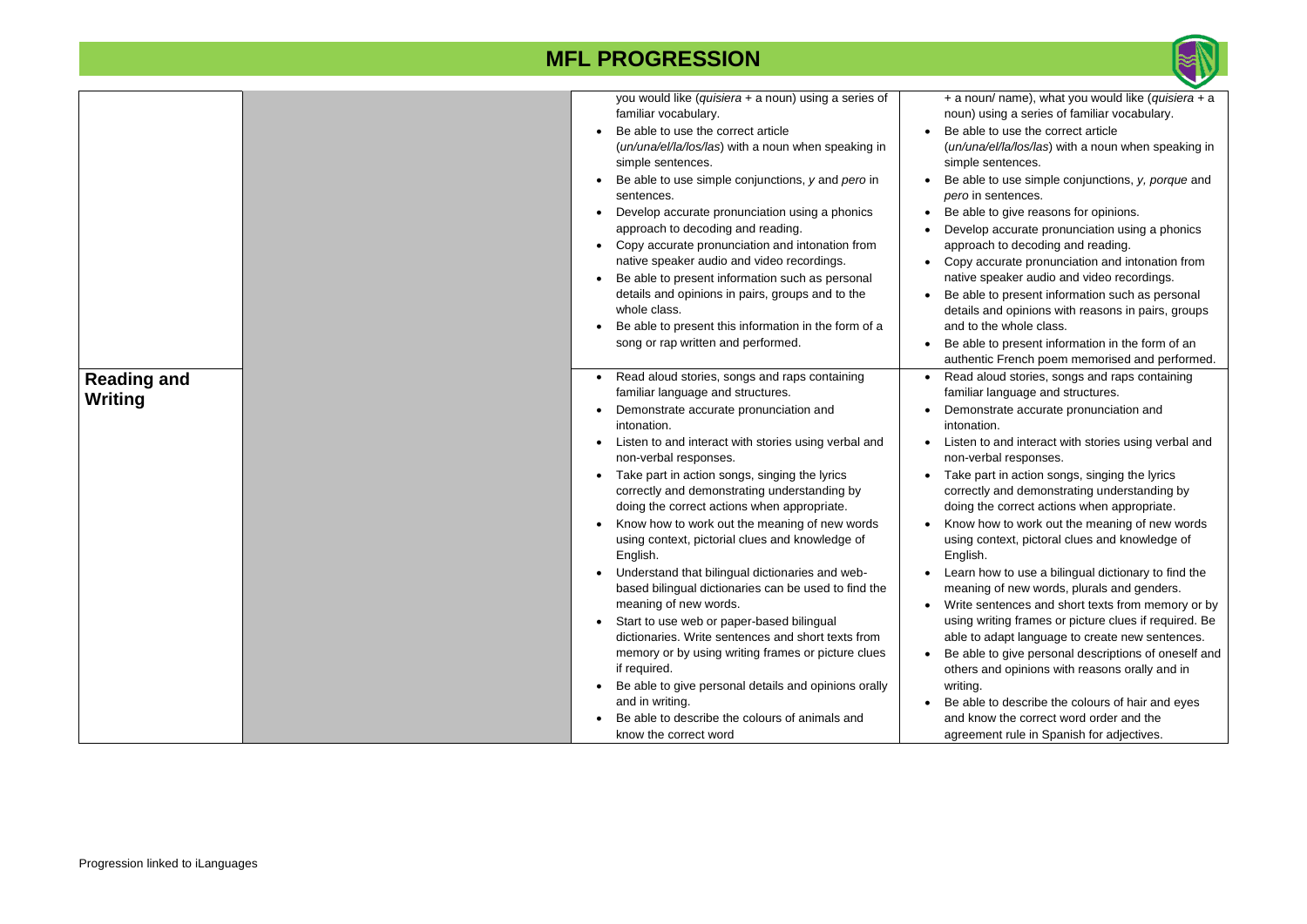# MFL PROGRESSION

| | | | |
|---|---|---|---|
| | | you would like (*quisiera* + a noun) using a series of familiar vocabulary.<br>• Be able to use the correct article (*un/una/el/la/los/las*) with a noun when speaking in simple sentences.<br>• Be able to use simple conjunctions, *y* and *pero* in sentences.<br>• Develop accurate pronunciation using a phonics approach to decoding and reading.<br>• Copy accurate pronunciation and intonation from native speaker audio and video recordings.<br>• Be able to present information such as personal details and opinions in pairs, groups and to the whole class.<br>• Be able to present this information in the form of a song or rap written and performed. | + a noun/ name), what you would like (*quisiera* + a noun) using a series of familiar vocabulary.<br>• Be able to use the correct article (*un/una/el/la/los/las*) with a noun when speaking in simple sentences.<br>• Be able to use simple conjunctions, *y, porque* and *pero* in sentences.<br>• Be able to give reasons for opinions.<br>• Develop accurate pronunciation using a phonics approach to decoding and reading.<br>• Copy accurate pronunciation and intonation from native speaker audio and video recordings.<br>• Be able to present information such as personal details and opinions with reasons in pairs, groups and to the whole class.<br>• Be able to present information in the form of an authentic French poem memorised and performed. |
| **Reading and Writing** | | • Read aloud stories, songs and raps containing familiar language and structures.<br>• Demonstrate accurate pronunciation and intonation.<br>• Listen to and interact with stories using verbal and non-verbal responses.<br>• Take part in action songs, singing the lyrics correctly and demonstrating understanding by doing the correct actions when appropriate.<br>• Know how to work out the meaning of new words using context, pictorial clues and knowledge of English.<br>• Understand that bilingual dictionaries and web-based bilingual dictionaries can be used to find the meaning of new words.<br>• Start to use web or paper-based bilingual dictionaries. Write sentences and short texts from memory or by using writing frames or picture clues if required.<br>• Be able to give personal details and opinions orally and in writing.<br>• Be able to describe the colours of animals and know the correct word | • Read aloud stories, songs and raps containing familiar language and structures.<br>• Demonstrate accurate pronunciation and intonation.<br>• Listen to and interact with stories using verbal and non-verbal responses.<br>• Take part in action songs, singing the lyrics correctly and demonstrating understanding by doing the correct actions when appropriate.<br>• Know how to work out the meaning of new words using context, pictoral clues and knowledge of English.<br>• Learn how to use a bilingual dictionary to find the meaning of new words, plurals and genders.<br>• Write sentences and short texts from memory or by using writing frames or picture clues if required. Be able to adapt language to create new sentences.<br>• Be able to give personal descriptions of oneself and others and opinions with reasons orally and in writing.<br>• Be able to describe the colours of hair and eyes and know the correct word order and the agreement rule in Spanish for adjectives. |

Progression linked to iLanguages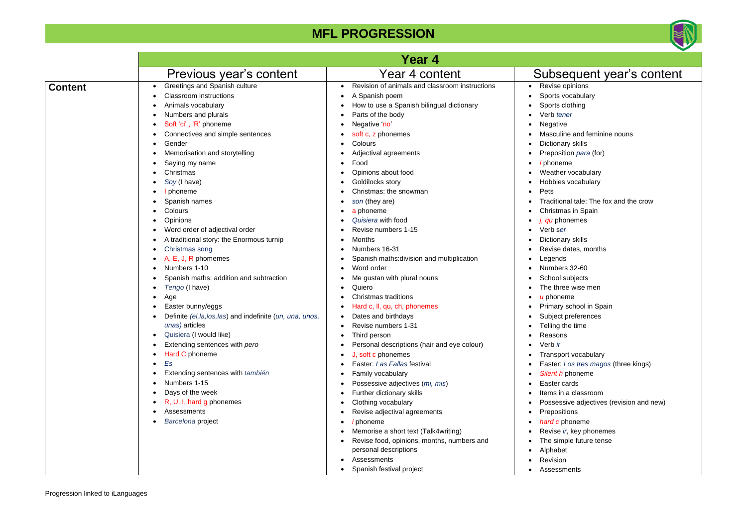# MFL PROGRESSION

| | **Year 4** | | |
|---|---|---|---|
| | Previous year's content | Year 4 content | Subsequent year's content |
| **Content** | • Greetings and Spanish culture<br>• Classroom instructions<br>• Animals vocabulary<br>• Numbers and plurals<br>• Soft 'ci' , 'R' phoneme<br>• Connectives and simple sentences<br>• Gender<br>• Memorisation and storytelling<br>• Saying my name<br>• Christmas<br>• *Soy* (I have)<br>• I phoneme<br>• Spanish names<br>• Colours<br>• Opinions<br>• Word order of adjectival order<br>• A traditional story: the Enormous turnip<br>• Christmas song<br>• A, E, J, R phomemes<br>• Numbers 1-10<br>• Spanish maths: addition and subtraction<br>• *Tengo* (I have)<br>• Age<br>• Easter bunny/eggs<br>• Definite *(el,la,los,las*) and indefinite (*un, una, unos, unas)* articles<br>• Quisiera (I would like)<br>• Extending sentences with *pero*<br>• Hard C phoneme<br>• *Es*<br>• Extending sentences with *también*<br>• Numbers 1-15<br>• Days of the week<br>• R, U, I, hard g phonemes<br>• Assessments<br>• *Barcelona* project | • Revision of animals and classroom instructions<br>• A Spanish poem<br>• How to use a Spanish bilingual dictionary<br>• Parts of the body<br>• Negative 'no'<br>• soft c, z phonemes<br>• Colours<br>• Adjectival agreements<br>• Food<br>• Opinions about food<br>• Goldilocks story<br>• Christmas: the snowman<br>• *son* (they are)<br>• a phoneme<br>• *Quisiera* with food<br>• Revise numbers 1-15<br>• Months<br>• Numbers 16-31<br>• Spanish maths:division and multiplication<br>• Word order<br>• Me gustan with plural nouns<br>• Quiero<br>• Christmas traditions<br>• Hard c, ll, qu, ch, phonemes<br>• Dates and birthdays<br>• Revise numbers 1-31<br>• Third person<br>• Personal descriptions (hair and eye colour)<br>• J, soft c phonemes<br>• Easter: *Las Fallas* festival<br>• Family vocabulary<br>• Possessive adjectives (*mi, mis*)<br>• Further dictionary skills<br>• Clothing vocabulary<br>• Revise adjectival agreements<br>• *i* phoneme<br>• Memorise a short text (Talk4writing)<br>• Revise food, opinions, months, numbers and personal descriptions<br>• Assessments<br>• Spanish festival project | • Revise opinions<br>• Sports vocabulary<br>• Sports clothing<br>• Verb *tener*<br>• Negative<br>• Masculine and feminine nouns<br>• Dictionary skills<br>• Preposition *para* (for)<br>• *i* phoneme<br>• Weather vocabulary<br>• Hobbies vocabulary<br>• Pets<br>• Traditional tale: The fox and the crow<br>• Christmas in Spain<br>• *j, qu* phonemes<br>• Verb s*er*<br>• Dictionary skills<br>• Revise dates, months<br>• Legends<br>• Numbers 32-60<br>• School subjects<br>• The three wise men<br>• *u* phoneme<br>• Primary school in Spain<br>• Subject preferences<br>• Telling the time<br>• Reasons<br>• Verb *ir*<br>• Transport vocabulary<br>• Easter: *Los tres magos* (three kings)<br>• *Silent h* phoneme<br>• Easter cards<br>• Items in a classroom<br>• Possessive adjectives (revision and new)<br>• Prepositions<br>• *hard c* phoneme<br>• Revise *ir*, key phonemes<br>• The simple future tense<br>• Alphabet<br>• Revision<br>• Assessments |

Progression linked to iLanguages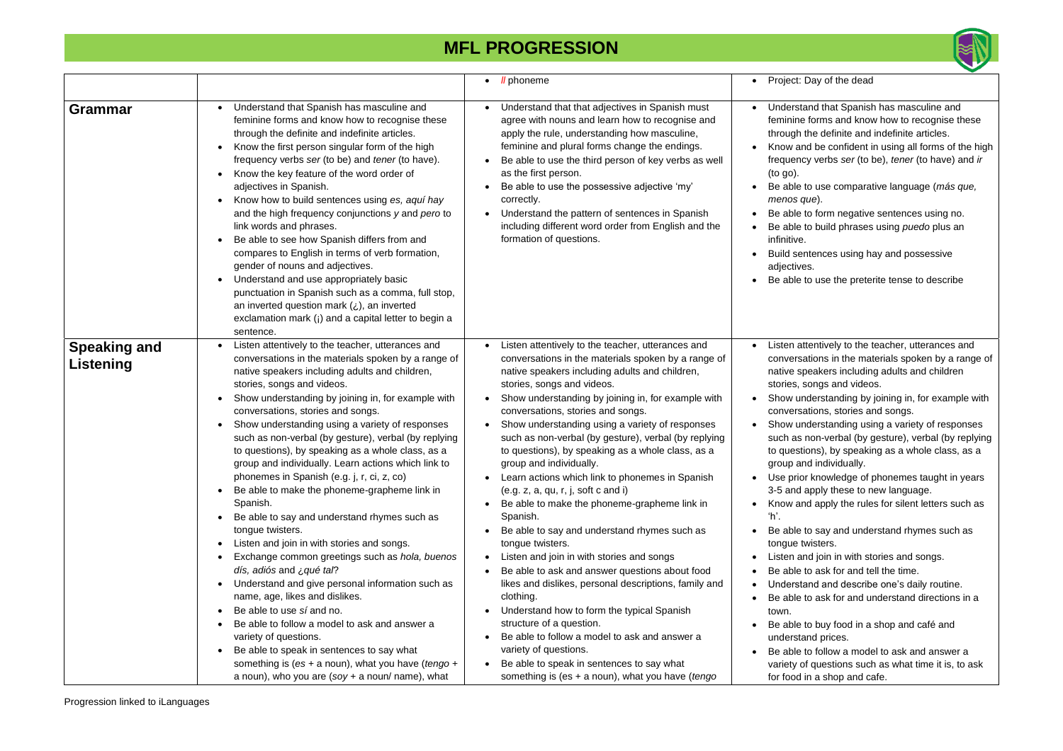# MFL PROGRESSION

| | | | |
|---|---|---|---|
| | | • *ll* phoneme | • Project: Day of the dead |
| **Grammar** | • Understand that Spanish has masculine and feminine forms and know how to recognise these through the definite and indefinite articles.<br>• Know the first person singular form of the high frequency verbs *ser* (to be) and *tener* (to have).<br>• Know the key feature of the word order of adjectives in Spanish.<br>• Know how to build sentences using *es, aquí hay* and the high frequency conjunctions *y* and *pero* to link words and phrases.<br>• Be able to see how Spanish differs from and compares to English in terms of verb formation, gender of nouns and adjectives.<br>• Understand and use appropriately basic punctuation in Spanish such as a comma, full stop, an inverted question mark (¿), an inverted exclamation mark (¡) and a capital letter to begin a sentence. | • Understand that that adjectives in Spanish must agree with nouns and learn how to recognise and apply the rule, understanding how masculine, feminine and plural forms change the endings.<br>• Be able to use the third person of key verbs as well as the first person.<br>• Be able to use the possessive adjective 'my' correctly.<br>• Understand the pattern of sentences in Spanish including different word order from English and the formation of questions. | • Understand that Spanish has masculine and feminine forms and know how to recognise these through the definite and indefinite articles.<br>• Know and be confident in using all forms of the high frequency verbs *ser* (to be), *tener* (to have) and *ir* (to go).<br>• Be able to use comparative language (*más que, menos que*).<br>• Be able to form negative sentences using no.<br>• Be able to build phrases using *puedo* plus an infinitive.<br>• Build sentences using hay and possessive adjectives.<br>• Be able to use the preterite tense to describe |
| **Speaking and Listening** | • Listen attentively to the teacher, utterances and conversations in the materials spoken by a range of native speakers including adults and children, stories, songs and videos.<br>• Show understanding by joining in, for example with conversations, stories and songs.<br>• Show understanding using a variety of responses such as non-verbal (by gesture), verbal (by replying to questions), by speaking as a whole class, as a group and individually. Learn actions which link to phonemes in Spanish (e.g. j, r, ci, z, co)<br>• Be able to make the phoneme-grapheme link in Spanish.<br>• Be able to say and understand rhymes such as tongue twisters.<br>• Listen and join in with stories and songs.<br>• Exchange common greetings such as *hola, buenos dís, adiós* and *¿qué tal*?<br>• Understand and give personal information such as name, age, likes and dislikes.<br>• Be able to use *sí* and no.<br>• Be able to follow a model to ask and answer a variety of questions.<br>• Be able to speak in sentences to say what something is (*es* + a noun), what you have (*tengo* + a noun), who you are (*soy* + a noun/ name), what | • Listen attentively to the teacher, utterances and conversations in the materials spoken by a range of native speakers including adults and children, stories, songs and videos.<br>• Show understanding by joining in, for example with conversations, stories and songs.<br>• Show understanding using a variety of responses such as non-verbal (by gesture), verbal (by replying to questions), by speaking as a whole class, as a group and individually.<br>• Learn actions which link to phonemes in Spanish (e.g. z, a, qu, r, j, soft c and i)<br>• Be able to make the phoneme-grapheme link in Spanish.<br>• Be able to say and understand rhymes such as tongue twisters.<br>• Listen and join in with stories and songs<br>• Be able to ask and answer questions about food likes and dislikes, personal descriptions, family and clothing.<br>• Understand how to form the typical Spanish structure of a question.<br>• Be able to follow a model to ask and answer a variety of questions.<br>• Be able to speak in sentences to say what something is (es + a noun), what you have (*tengo* | • Listen attentively to the teacher, utterances and conversations in the materials spoken by a range of native speakers including adults and children stories, songs and videos.<br>• Show understanding by joining in, for example with conversations, stories and songs.<br>• Show understanding using a variety of responses such as non-verbal (by gesture), verbal (by replying to questions), by speaking as a whole class, as a group and individually.<br>• Use prior knowledge of phonemes taught in years 3-5 and apply these to new language.<br>• Know and apply the rules for silent letters such as 'h'.<br>• Be able to say and understand rhymes such as tongue twisters.<br>• Listen and join in with stories and songs.<br>• Be able to ask for and tell the time.<br>• Understand and describe one's daily routine.<br>• Be able to ask for and understand directions in a town.<br>• Be able to buy food in a shop and café and understand prices.<br>• Be able to follow a model to ask and answer a variety of questions such as what time it is, to ask for food in a shop and cafe. |

Progression linked to iLanguages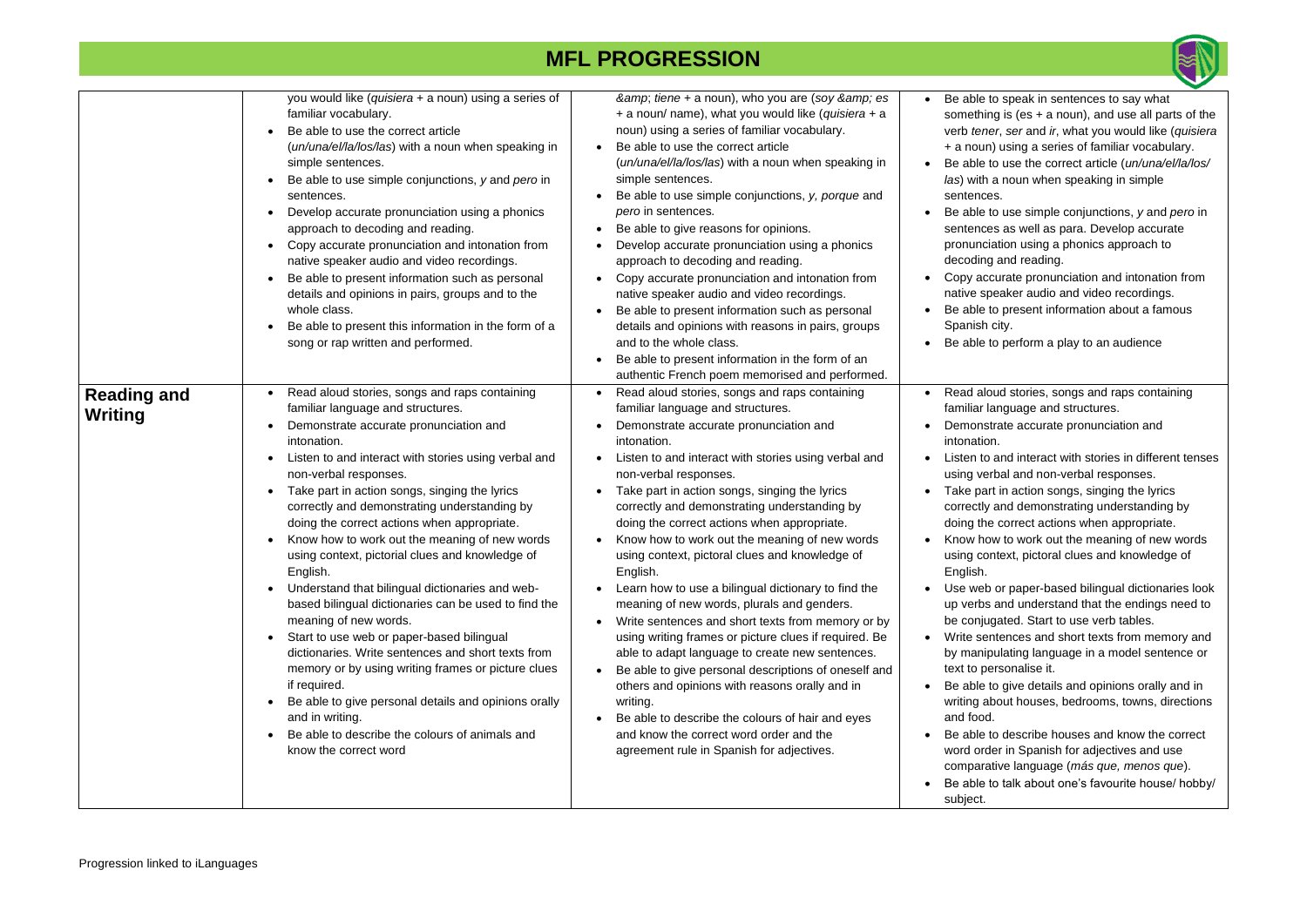# MFL PROGRESSION

| | | | |
|---|---|---|---|
| | you would like (*quisiera* + a noun) using a series of familiar vocabulary.<br>• Be able to use the correct article (*un/una/el/la/los/las*) with a noun when speaking in simple sentences.<br>• Be able to use simple conjunctions, *y* and *pero* in sentences.<br>• Develop accurate pronunciation using a phonics approach to decoding and reading.<br>• Copy accurate pronunciation and intonation from native speaker audio and video recordings.<br>• Be able to present information such as personal details and opinions in pairs, groups and to the whole class.<br>• Be able to present this information in the form of a song or rap written and performed. | *&amp; tiene* + a noun), who you are (*soy &amp; es* + a noun/ name), what you would like (*quisiera* + a noun) using a series of familiar vocabulary.<br>• Be able to use the correct article (*un/una/el/la/los/las*) with a noun when speaking in simple sentences.<br>• Be able to use simple conjunctions, *y, porque* and *pero* in sentences.<br>• Be able to give reasons for opinions.<br>• Develop accurate pronunciation using a phonics approach to decoding and reading.<br>• Copy accurate pronunciation and intonation from native speaker audio and video recordings.<br>• Be able to present information such as personal details and opinions with reasons in pairs, groups and to the whole class.<br>• Be able to present information in the form of an authentic French poem memorised and performed. | • Be able to speak in sentences to say what something is (es + a noun), and use all parts of the verb *tener*, *ser* and *ir*, what you would like (*quisiera* + a noun) using a series of familiar vocabulary.<br>• Be able to use the correct article (*un/una/el/la/los/ las*) with a noun when speaking in simple sentences.<br>• Be able to use simple conjunctions, *y* and *pero* in sentences as well as para. Develop accurate pronunciation using a phonics approach to decoding and reading.<br>• Copy accurate pronunciation and intonation from native speaker audio and video recordings.<br>• Be able to present information about a famous Spanish city.<br>• Be able to perform a play to an audience |
| **Reading and Writing** | • Read aloud stories, songs and raps containing familiar language and structures.<br>• Demonstrate accurate pronunciation and intonation.<br>• Listen to and interact with stories using verbal and non-verbal responses.<br>• Take part in action songs, singing the lyrics correctly and demonstrating understanding by doing the correct actions when appropriate.<br>• Know how to work out the meaning of new words using context, pictorial clues and knowledge of English.<br>• Understand that bilingual dictionaries and web-based bilingual dictionaries can be used to find the meaning of new words.<br>• Start to use web or paper-based bilingual dictionaries. Write sentences and short texts from memory or by using writing frames or picture clues if required.<br>• Be able to give personal details and opinions orally and in writing.<br>• Be able to describe the colours of animals and know the correct word | • Read aloud stories, songs and raps containing familiar language and structures.<br>• Demonstrate accurate pronunciation and intonation.<br>• Listen to and interact with stories using verbal and non-verbal responses.<br>• Take part in action songs, singing the lyrics correctly and demonstrating understanding by doing the correct actions when appropriate.<br>• Know how to work out the meaning of new words using context, pictoral clues and knowledge of English.<br>• Learn how to use a bilingual dictionary to find the meaning of new words, plurals and genders.<br>• Write sentences and short texts from memory or by using writing frames or picture clues if required. Be able to adapt language to create new sentences.<br>• Be able to give personal descriptions of oneself and others and opinions with reasons orally and in writing.<br>• Be able to describe the colours of hair and eyes and know the correct word order and the agreement rule in Spanish for adjectives. | • Read aloud stories, songs and raps containing familiar language and structures.<br>• Demonstrate accurate pronunciation and intonation.<br>• Listen to and interact with stories in different tenses using verbal and non-verbal responses.<br>• Take part in action songs, singing the lyrics correctly and demonstrating understanding by doing the correct actions when appropriate.<br>• Know how to work out the meaning of new words using context, pictoral clues and knowledge of English.<br>• Use web or paper-based bilingual dictionaries look up verbs and understand that the endings need to be conjugated. Start to use verb tables.<br>• Write sentences and short texts from memory and by manipulating language in a model sentence or text to personalise it.<br>• Be able to give details and opinions orally and in writing about houses, bedrooms, towns, directions and food.<br>• Be able to describe houses and know the correct word order in Spanish for adjectives and use comparative language (*más que, menos que*).<br>• Be able to talk about one's favourite house/ hobby/ subject. |

Progression linked to iLanguages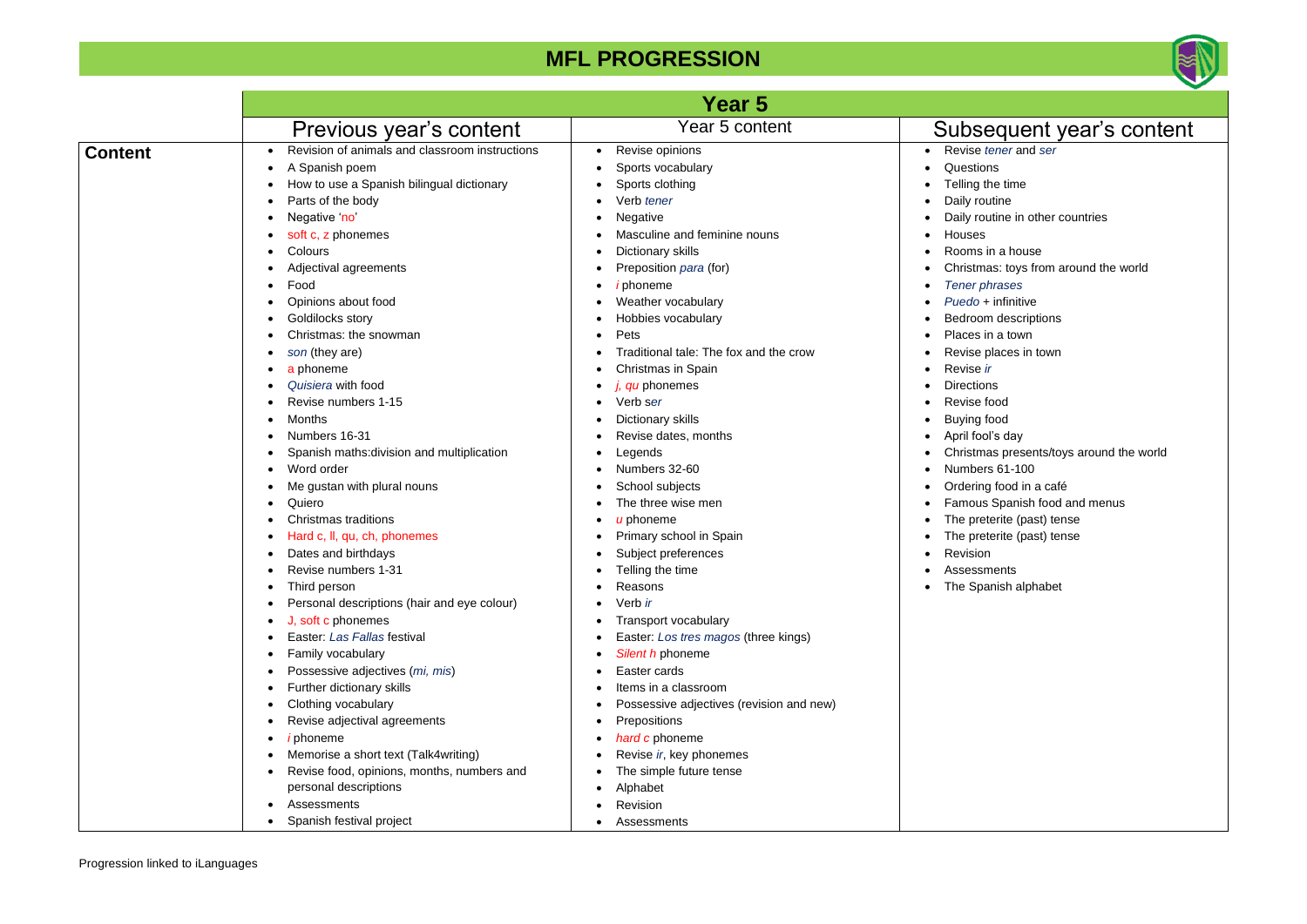# MFL PROGRESSION

## Year 5

| | Previous year's content | Year 5 content | Subsequent year's content |
|---|---|---|---|
| **Content** | • Revision of animals and classroom instructions<br>• A Spanish poem<br>• How to use a Spanish bilingual dictionary<br>• Parts of the body<br>• Negative 'no'<br>• soft c, z phonemes<br>• Colours<br>• Adjectival agreements<br>• Food<br>• Opinions about food<br>• Goldilocks story<br>• Christmas: the snowman<br>• *son* (they are)<br>• a phoneme<br>• *Quisiera* with food<br>• Revise numbers 1-15<br>• Months<br>• Numbers 16-31<br>• Spanish maths:division and multiplication<br>• Word order<br>• Me gustan with plural nouns<br>• Quiero<br>• Christmas traditions<br>• Hard c, ll, qu, ch, phonemes<br>• Dates and birthdays<br>• Revise numbers 1-31<br>• Third person<br>• Personal descriptions (hair and eye colour)<br>• J, soft c phonemes<br>• Easter: *Las Fallas* festival<br>• Family vocabulary<br>• Possessive adjectives (*mi, mis*)<br>• Further dictionary skills<br>• Clothing vocabulary<br>• Revise adjectival agreements<br>• *i* phoneme<br>• Memorise a short text (Talk4writing)<br>• Revise food, opinions, months, numbers and personal descriptions<br>• Assessments<br>• Spanish festival project | • Revise opinions<br>• Sports vocabulary<br>• Sports clothing<br>• Verb *tener*<br>• Negative<br>• Masculine and feminine nouns<br>• Dictionary skills<br>• Preposition *para* (for)<br>• *i* phoneme<br>• Weather vocabulary<br>• Hobbies vocabulary<br>• Pets<br>• Traditional tale: The fox and the crow<br>• Christmas in Spain<br>• *j, qu* phonemes<br>• Verb s*er*<br>• Dictionary skills<br>• Revise dates, months<br>• Legends<br>• Numbers 32-60<br>• School subjects<br>• The three wise men<br>• *u* phoneme<br>• Primary school in Spain<br>• Subject preferences<br>• Telling the time<br>• Reasons<br>• Verb *ir*<br>• Transport vocabulary<br>• Easter: *Los tres magos* (three kings)<br>• *Silent h* phoneme<br>• Easter cards<br>• Items in a classroom<br>• Possessive adjectives (revision and new)<br>• Prepositions<br>• *hard c* phoneme<br>• Revise *ir*, key phonemes<br>• The simple future tense<br>• Alphabet<br>• Revision<br>• Assessments | • Revise *tener* and *ser*<br>• Questions<br>• Telling the time<br>• Daily routine<br>• Daily routine in other countries<br>• Houses<br>• Rooms in a house<br>• Christmas: toys from around the world<br>• *Tener phrases*<br>• *Puedo* + infinitive<br>• Bedroom descriptions<br>• Places in a town<br>• Revise places in town<br>• Revise *ir*<br>• Directions<br>• Revise food<br>• Buying food<br>• April fool's day<br>• Christmas presents/toys around the world<br>• Numbers 61-100<br>• Ordering food in a café<br>• Famous Spanish food and menus<br>• The preterite (past) tense<br>• The preterite (past) tense<br>• Revision<br>• Assessments<br>• The Spanish alphabet |

Progression linked to iLanguages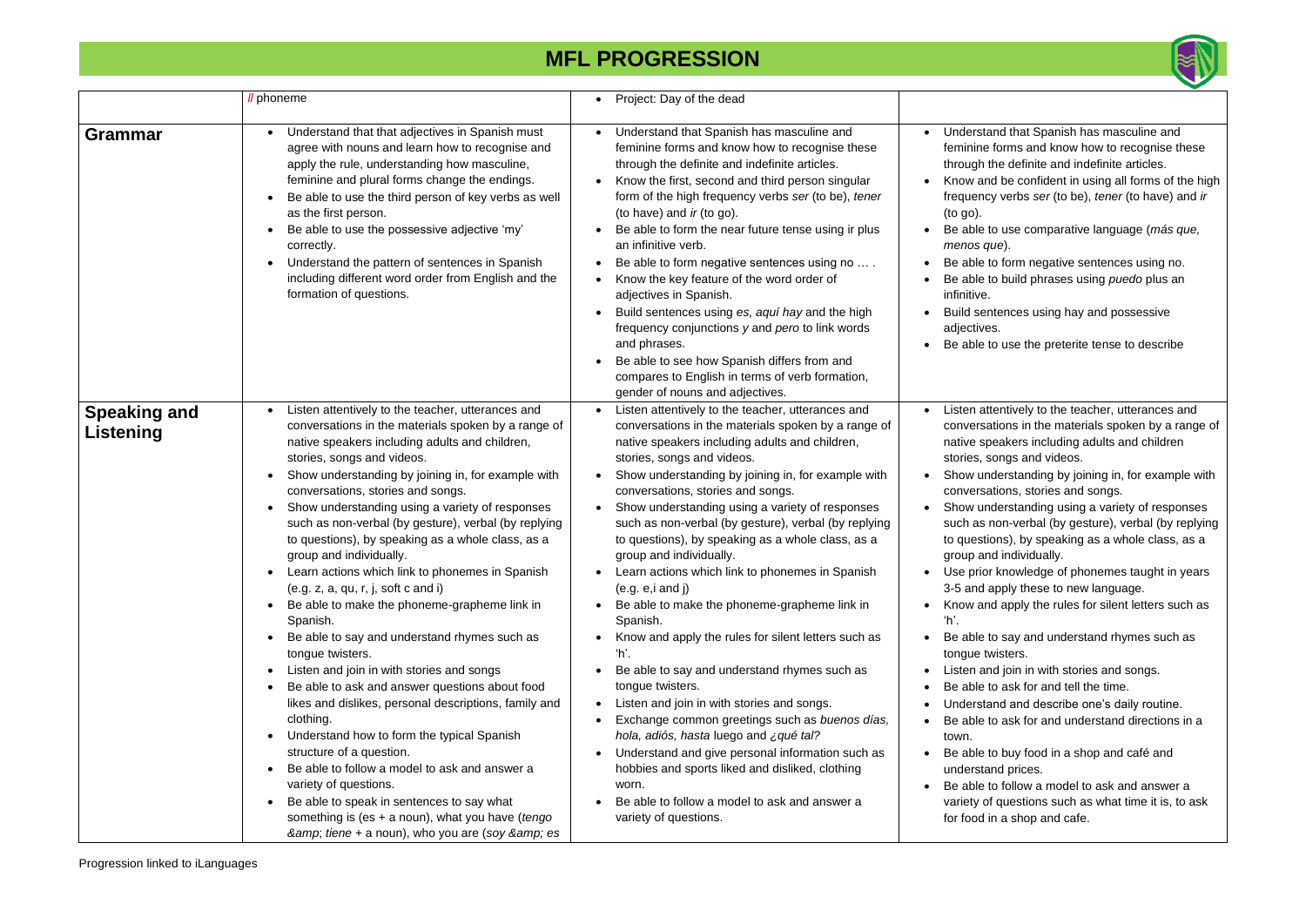# MFL PROGRESSION

| | ll phoneme | • Project: Day of the dead | |
|---|---|---|---|
| **Grammar** | • Understand that that adjectives in Spanish must agree with nouns and learn how to recognise and apply the rule, understanding how masculine, feminine and plural forms change the endings.<br>• Be able to use the third person of key verbs as well as the first person.<br>• Be able to use the possessive adjective 'my' correctly.<br>• Understand the pattern of sentences in Spanish including different word order from English and the formation of questions. | • Understand that Spanish has masculine and feminine forms and know how to recognise these through the definite and indefinite articles.<br>• Know the first, second and third person singular form of the high frequency verbs *ser* (to be), *tener* (to have) and *ir* (to go).<br>• Be able to form the near future tense using ir plus an infinitive verb.<br>• Be able to form negative sentences using no … .<br>• Know the key feature of the word order of adjectives in Spanish.<br>• Build sentences using *es, aquí hay* and the high frequency conjunctions *y* and *pero* to link words and phrases.<br>• Be able to see how Spanish differs from and compares to English in terms of verb formation, gender of nouns and adjectives. | • Understand that Spanish has masculine and feminine forms and know how to recognise these through the definite and indefinite articles.<br>• Know and be confident in using all forms of the high frequency verbs *ser* (to be), *tener* (to have) and *ir* (to go).<br>• Be able to use comparative language (*más que, menos que*).<br>• Be able to form negative sentences using no.<br>• Be able to build phrases using *puedo* plus an infinitive.<br>• Build sentences using hay and possessive adjectives.<br>• Be able to use the preterite tense to describe |
| **Speaking and Listening** | • Listen attentively to the teacher, utterances and conversations in the materials spoken by a range of native speakers including adults and children, stories, songs and videos.<br>• Show understanding by joining in, for example with conversations, stories and songs.<br>• Show understanding using a variety of responses such as non-verbal (by gesture), verbal (by replying to questions), by speaking as a whole class, as a group and individually.<br>• Learn actions which link to phonemes in Spanish (e.g. z, a, qu, r, j, soft c and i)<br>• Be able to make the phoneme-grapheme link in Spanish.<br>• Be able to say and understand rhymes such as tongue twisters.<br>• Listen and join in with stories and songs<br>• Be able to ask and answer questions about food likes and dislikes, personal descriptions, family and clothing.<br>• Understand how to form the typical Spanish structure of a question.<br>• Be able to follow a model to ask and answer a variety of questions.<br>• Be able to speak in sentences to say what something is (es + a noun), what you have (*tengo &amp; tiene* + a noun), who you are (*soy &amp; es* | • Listen attentively to the teacher, utterances and conversations in the materials spoken by a range of native speakers including adults and children, stories, songs and videos.<br>• Show understanding by joining in, for example with conversations, stories and songs.<br>• Show understanding using a variety of responses such as non-verbal (by gesture), verbal (by replying to questions), by speaking as a whole class, as a group and individually.<br>• Learn actions which link to phonemes in Spanish (e.g. e,i and j)<br>• Be able to make the phoneme-grapheme link in Spanish.<br>• Know and apply the rules for silent letters such as 'h'.<br>• Be able to say and understand rhymes such as tongue twisters.<br>• Listen and join in with stories and songs.<br>• Exchange common greetings such as *buenos días, hola, adiós, hasta* luego and *¿qué tal?*<br>• Understand and give personal information such as hobbies and sports liked and disliked, clothing worn.<br>• Be able to follow a model to ask and answer a variety of questions. | • Listen attentively to the teacher, utterances and conversations in the materials spoken by a range of native speakers including adults and children stories, songs and videos.<br>• Show understanding by joining in, for example with conversations, stories and songs.<br>• Show understanding using a variety of responses such as non-verbal (by gesture), verbal (by replying to questions), by speaking as a whole class, as a group and individually.<br>• Use prior knowledge of phonemes taught in years 3-5 and apply these to new language.<br>• Know and apply the rules for silent letters such as 'h'.<br>• Be able to say and understand rhymes such as tongue twisters.<br>• Listen and join in with stories and songs.<br>• Be able to ask for and tell the time.<br>• Understand and describe one's daily routine.<br>• Be able to ask for and understand directions in a town.<br>• Be able to buy food in a shop and café and understand prices.<br>• Be able to follow a model to ask and answer a variety of questions such as what time it is, to ask for food in a shop and cafe. |

Progression linked to iLanguages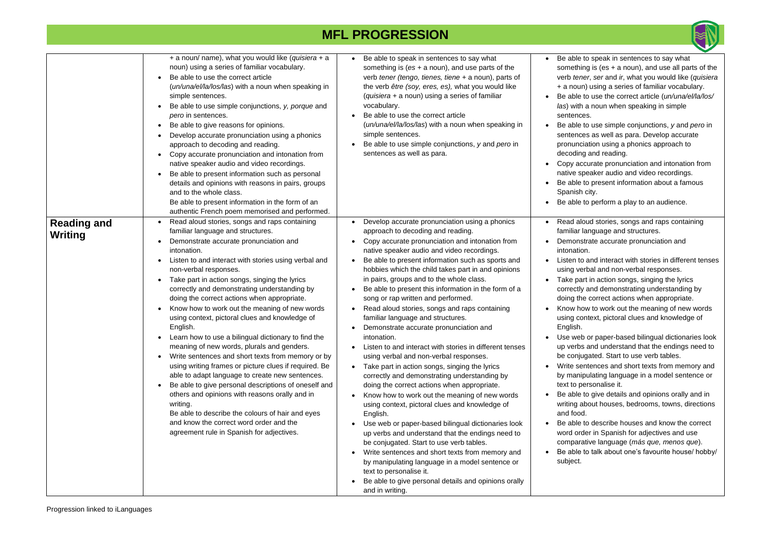## MFL PROGRESSION

| | | | |
|---|---|---|---|
| | + a noun/ name), what you would like (*quisiera* + a noun) using a series of familiar vocabulary.<br>• Be able to use the correct article (*un/una/el/la/los/las*) with a noun when speaking in simple sentences.<br>• Be able to use simple conjunctions, *y, porque* and *pero* in sentences.<br>• Be able to give reasons for opinions.<br>• Develop accurate pronunciation using a phonics approach to decoding and reading.<br>• Copy accurate pronunciation and intonation from native speaker audio and video recordings.<br>• Be able to present information such as personal details and opinions with reasons in pairs, groups and to the whole class.<br>Be able to present information in the form of an authentic French poem memorised and performed. | • Be able to speak in sentences to say what something is (*es* + a noun), and use parts of the verb *tener (tengo, tienes, tiene* + a noun), parts of the verb *être (soy, eres, es),* what you would like (*quisiera* + a noun) using a series of familiar vocabulary.<br>• Be able to use the correct article (*un/una/el/la/los/las*) with a noun when speaking in simple sentences.<br>• Be able to use simple conjunctions, *y* and *pero* in sentences as well as para. | • Be able to speak in sentences to say what something is (es + a noun), and use all parts of the verb *tener*, *ser* and *ir*, what you would like (*quisiera* + a noun) using a series of familiar vocabulary.<br>• Be able to use the correct article (*un/una/el/la/los/las*) with a noun when speaking in simple sentences.<br>• Be able to use simple conjunctions, *y* and *pero* in sentences as well as para. Develop accurate pronunciation using a phonics approach to decoding and reading.<br>• Copy accurate pronunciation and intonation from native speaker audio and video recordings.<br>• Be able to present information about a famous Spanish city.<br>• Be able to perform a play to an audience. |
| **Reading and Writing** | • Read aloud stories, songs and raps containing familiar language and structures.<br>• Demonstrate accurate pronunciation and intonation.<br>• Listen to and interact with stories using verbal and non-verbal responses.<br>• Take part in action songs, singing the lyrics correctly and demonstrating understanding by doing the correct actions when appropriate.<br>• Know how to work out the meaning of new words using context, pictoral clues and knowledge of English.<br>• Learn how to use a bilingual dictionary to find the meaning of new words, plurals and genders.<br>• Write sentences and short texts from memory or by using writing frames or picture clues if required. Be able to adapt language to create new sentences.<br>• Be able to give personal descriptions of oneself and others and opinions with reasons orally and in writing.<br>Be able to describe the colours of hair and eyes and know the correct word order and the agreement rule in Spanish for adjectives. | • Develop accurate pronunciation using a phonics approach to decoding and reading.<br>• Copy accurate pronunciation and intonation from native speaker audio and video recordings.<br>• Be able to present information such as sports and hobbies which the child takes part in and opinions in pairs, groups and to the whole class.<br>• Be able to present this information in the form of a song or rap written and performed.<br>• Read aloud stories, songs and raps containing familiar language and structures.<br>• Demonstrate accurate pronunciation and intonation.<br>• Listen to and interact with stories in different tenses using verbal and non-verbal responses.<br>• Take part in action songs, singing the lyrics correctly and demonstrating understanding by doing the correct actions when appropriate.<br>• Know how to work out the meaning of new words using context, pictoral clues and knowledge of English.<br>• Use web or paper-based bilingual dictionaries look up verbs and understand that the endings need to be conjugated. Start to use verb tables.<br>• Write sentences and short texts from memory and by manipulating language in a model sentence or text to personalise it.<br>• Be able to give personal details and opinions orally and in writing. | • Read aloud stories, songs and raps containing familiar language and structures.<br>• Demonstrate accurate pronunciation and intonation.<br>• Listen to and interact with stories in different tenses using verbal and non-verbal responses.<br>• Take part in action songs, singing the lyrics correctly and demonstrating understanding by doing the correct actions when appropriate.<br>• Know how to work out the meaning of new words using context, pictoral clues and knowledge of English.<br>• Use web or paper-based bilingual dictionaries look up verbs and understand that the endings need to be conjugated. Start to use verb tables.<br>• Write sentences and short texts from memory and by manipulating language in a model sentence or text to personalise it.<br>• Be able to give details and opinions orally and in writing about houses, bedrooms, towns, directions and food.<br>• Be able to describe houses and know the correct word order in Spanish for adjectives and use comparative language (*más que, menos que*).<br>• Be able to talk about one's favourite house/ hobby/ subject. |

Progression linked to iLanguages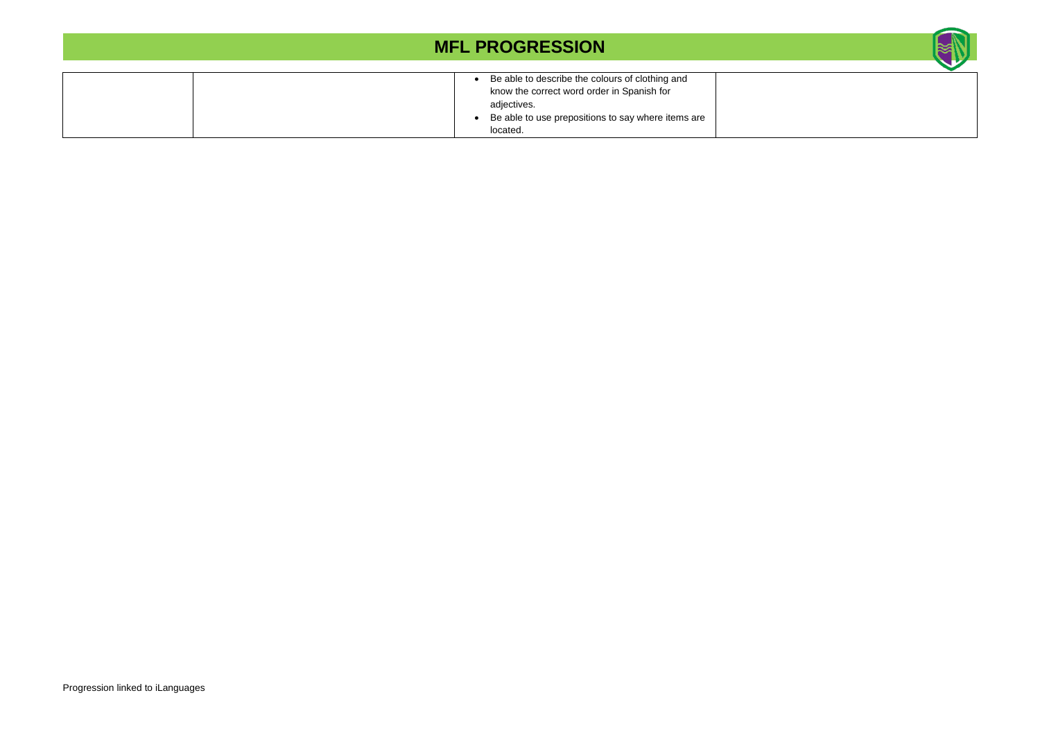# MFL PROGRESSION

| | | | |
|---|---|---|---|
| | | • Be able to describe the colours of clothing and know the correct word order in Spanish for adjectives.<br>• Be able to use prepositions to say where items are located. | |

Progression linked to iLanguages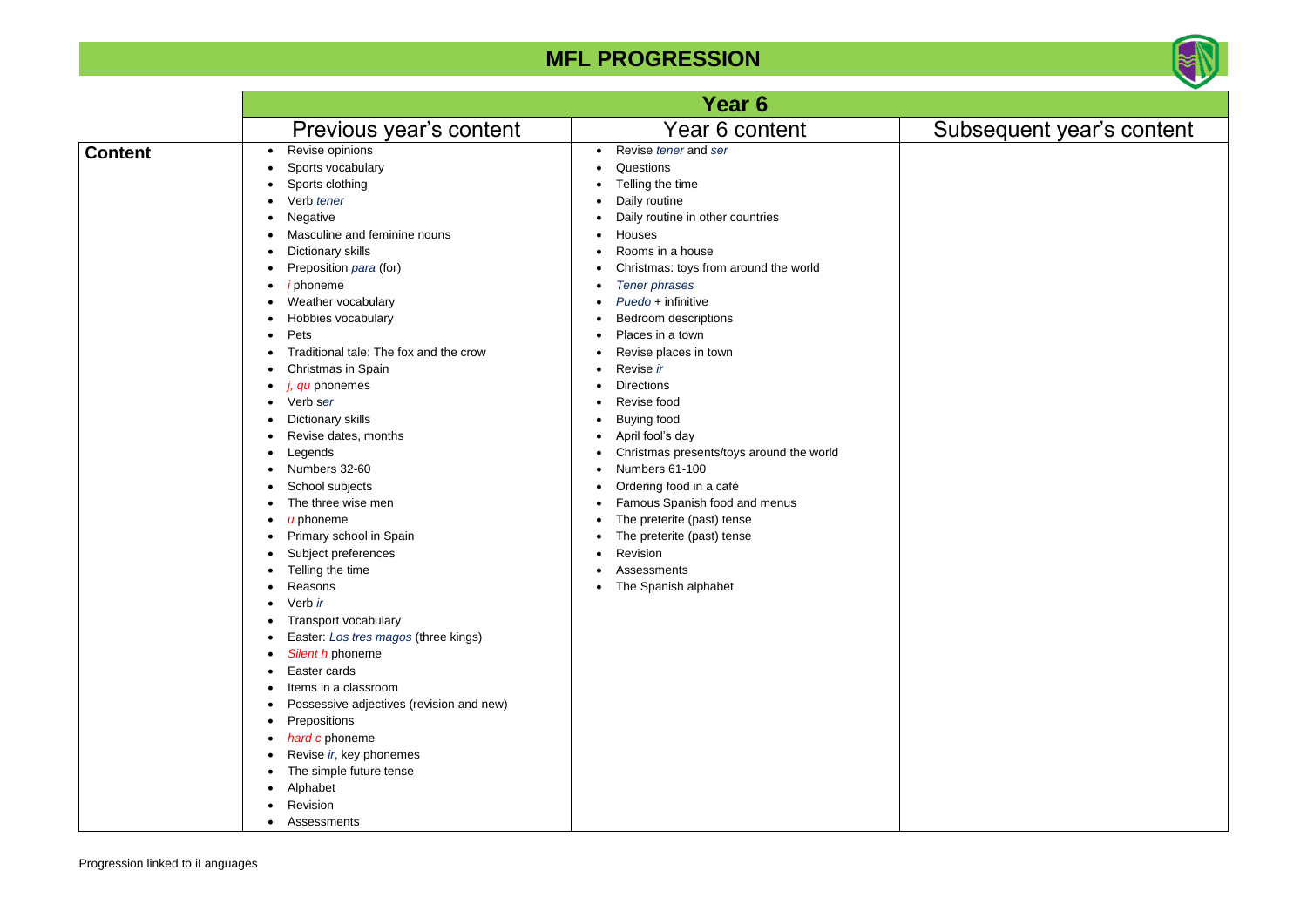# MFL PROGRESSION

| | Year 6 | | |
|---|---|---|---|
| | Previous year's content | Year 6 content | Subsequent year's content |
| **Content** | • Revise opinions<br>• Sports vocabulary<br>• Sports clothing<br>• Verb *tener*<br>• Negative<br>• Masculine and feminine nouns<br>• Dictionary skills<br>• Preposition *para* (for)<br>• *i* phoneme<br>• Weather vocabulary<br>• Hobbies vocabulary<br>• Pets<br>• Traditional tale: The fox and the crow<br>• Christmas in Spain<br>• *j, qu* phonemes<br>• Verb s*er*<br>• Dictionary skills<br>• Revise dates, months<br>• Legends<br>• Numbers 32-60<br>• School subjects<br>• The three wise men<br>• *u* phoneme<br>• Primary school in Spain<br>• Subject preferences<br>• Telling the time<br>• Reasons<br>• Verb *ir*<br>• Transport vocabulary<br>• Easter: *Los tres magos* (three kings)<br>• *Silent h* phoneme<br>• Easter cards<br>• Items in a classroom<br>• Possessive adjectives (revision and new)<br>• Prepositions<br>• *hard c* phoneme<br>• Revise *ir*, key phonemes<br>• The simple future tense<br>• Alphabet<br>• Revision<br>• Assessments | • Revise *tener* and *ser*<br>• Questions<br>• Telling the time<br>• Daily routine<br>• Daily routine in other countries<br>• Houses<br>• Rooms in a house<br>• Christmas: toys from around the world<br>• *Tener phrases*<br>• *Puedo* + infinitive<br>• Bedroom descriptions<br>• Places in a town<br>• Revise places in town<br>• Revise *ir*<br>• Directions<br>• Revise food<br>• Buying food<br>• April fool's day<br>• Christmas presents/toys around the world<br>• Numbers 61-100<br>• Ordering food in a café<br>• Famous Spanish food and menus<br>• The preterite (past) tense<br>• The preterite (past) tense<br>• Revision<br>• Assessments<br>• The Spanish alphabet | |

Progression linked to iLanguages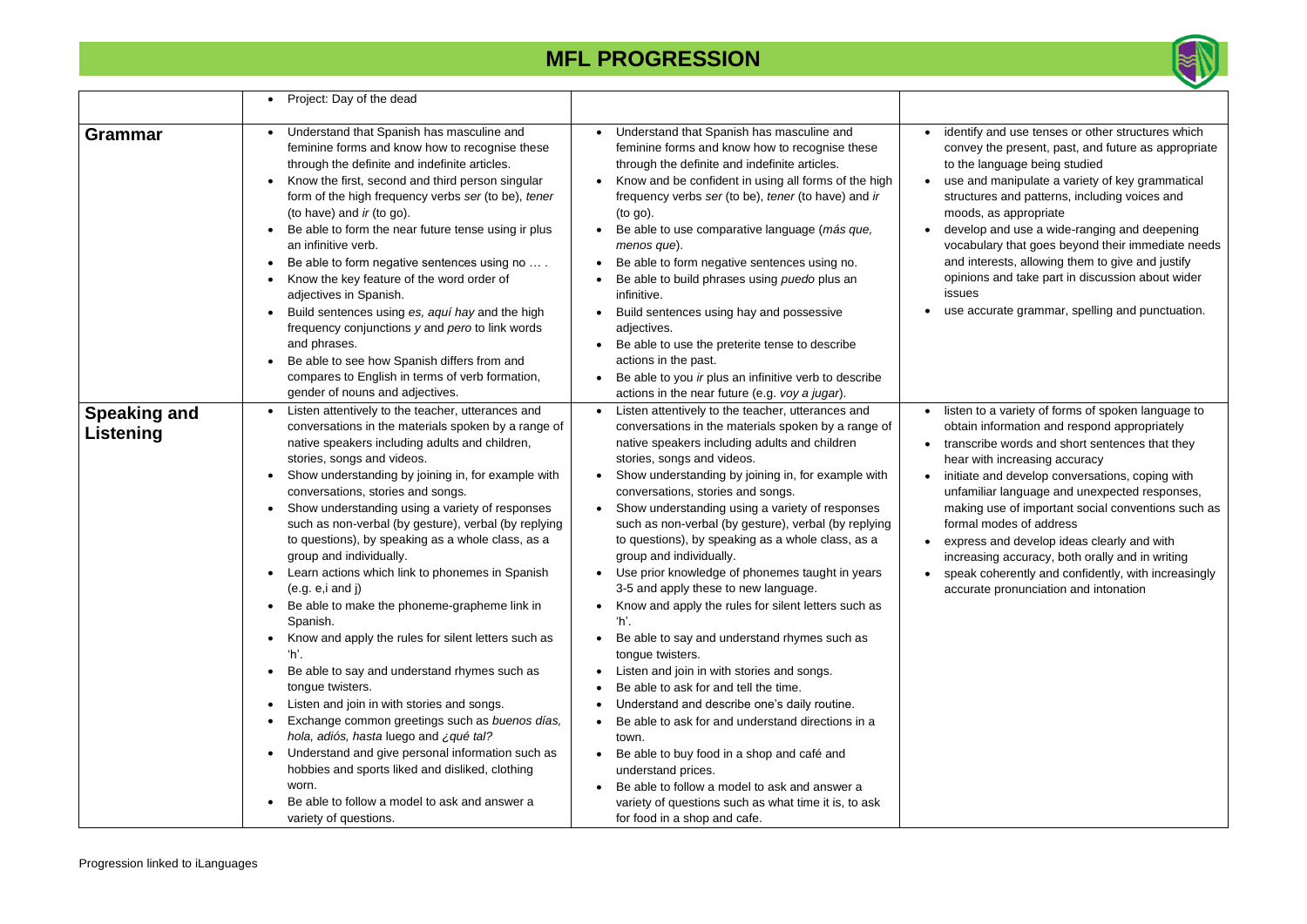# MFL PROGRESSION

| | | | |
|---|---|---|---|
| | • Project: Day of the dead | | |
| **Grammar** | • Understand that Spanish has masculine and feminine forms and know how to recognise these through the definite and indefinite articles.<br>• Know the first, second and third person singular form of the high frequency verbs *ser* (to be), *tener* (to have) and *ir* (to go).<br>• Be able to form the near future tense using ir plus an infinitive verb.<br>• Be able to form negative sentences using no … .<br>• Know the key feature of the word order of adjectives in Spanish.<br>• Build sentences using *es, aquí hay* and the high frequency conjunctions *y* and *pero* to link words and phrases.<br>• Be able to see how Spanish differs from and compares to English in terms of verb formation, gender of nouns and adjectives. | • Understand that Spanish has masculine and feminine forms and know how to recognise these through the definite and indefinite articles.<br>• Know and be confident in using all forms of the high frequency verbs *ser* (to be), *tener* (to have) and *ir* (to go).<br>• Be able to use comparative language (*más que, menos que*).<br>• Be able to form negative sentences using no.<br>• Be able to build phrases using *puedo* plus an infinitive.<br>• Build sentences using hay and possessive adjectives.<br>• Be able to use the preterite tense to describe actions in the past.<br>• Be able to you *ir* plus an infinitive verb to describe actions in the near future (e.g. *voy a jugar*). | • identify and use tenses or other structures which convey the present, past, and future as appropriate to the language being studied<br>• use and manipulate a variety of key grammatical structures and patterns, including voices and moods, as appropriate<br>• develop and use a wide-ranging and deepening vocabulary that goes beyond their immediate needs and interests, allowing them to give and justify opinions and take part in discussion about wider issues<br>• use accurate grammar, spelling and punctuation. |
| **Speaking and Listening** | • Listen attentively to the teacher, utterances and conversations in the materials spoken by a range of native speakers including adults and children, stories, songs and videos.<br>• Show understanding by joining in, for example with conversations, stories and songs.<br>• Show understanding using a variety of responses such as non-verbal (by gesture), verbal (by replying to questions), by speaking as a whole class, as a group and individually.<br>• Learn actions which link to phonemes in Spanish (e.g. e,i and j)<br>• Be able to make the phoneme-grapheme link in Spanish.<br>• Know and apply the rules for silent letters such as 'h'.<br>• Be able to say and understand rhymes such as tongue twisters.<br>• Listen and join in with stories and songs.<br>• Exchange common greetings such as *buenos días, hola, adiós, hasta* luego and *¿qué tal?*<br>• Understand and give personal information such as hobbies and sports liked and disliked, clothing worn.<br>• Be able to follow a model to ask and answer a variety of questions. | • Listen attentively to the teacher, utterances and conversations in the materials spoken by a range of native speakers including adults and children stories, songs and videos.<br>• Show understanding by joining in, for example with conversations, stories and songs.<br>• Show understanding using a variety of responses such as non-verbal (by gesture), verbal (by replying to questions), by speaking as a whole class, as a group and individually.<br>• Use prior knowledge of phonemes taught in years 3-5 and apply these to new language.<br>• Know and apply the rules for silent letters such as 'h'.<br>• Be able to say and understand rhymes such as tongue twisters.<br>• Listen and join in with stories and songs.<br>• Be able to ask for and tell the time.<br>• Understand and describe one's daily routine.<br>• Be able to ask for and understand directions in a town.<br>• Be able to buy food in a shop and café and understand prices.<br>• Be able to follow a model to ask and answer a variety of questions such as what time it is, to ask for food in a shop and cafe. | • listen to a variety of forms of spoken language to obtain information and respond appropriately<br>• transcribe words and short sentences that they hear with increasing accuracy<br>• initiate and develop conversations, coping with unfamiliar language and unexpected responses, making use of important social conventions such as formal modes of address<br>• express and develop ideas clearly and with increasing accuracy, both orally and in writing<br>• speak coherently and confidently, with increasingly accurate pronunciation and intonation |

Progression linked to iLanguages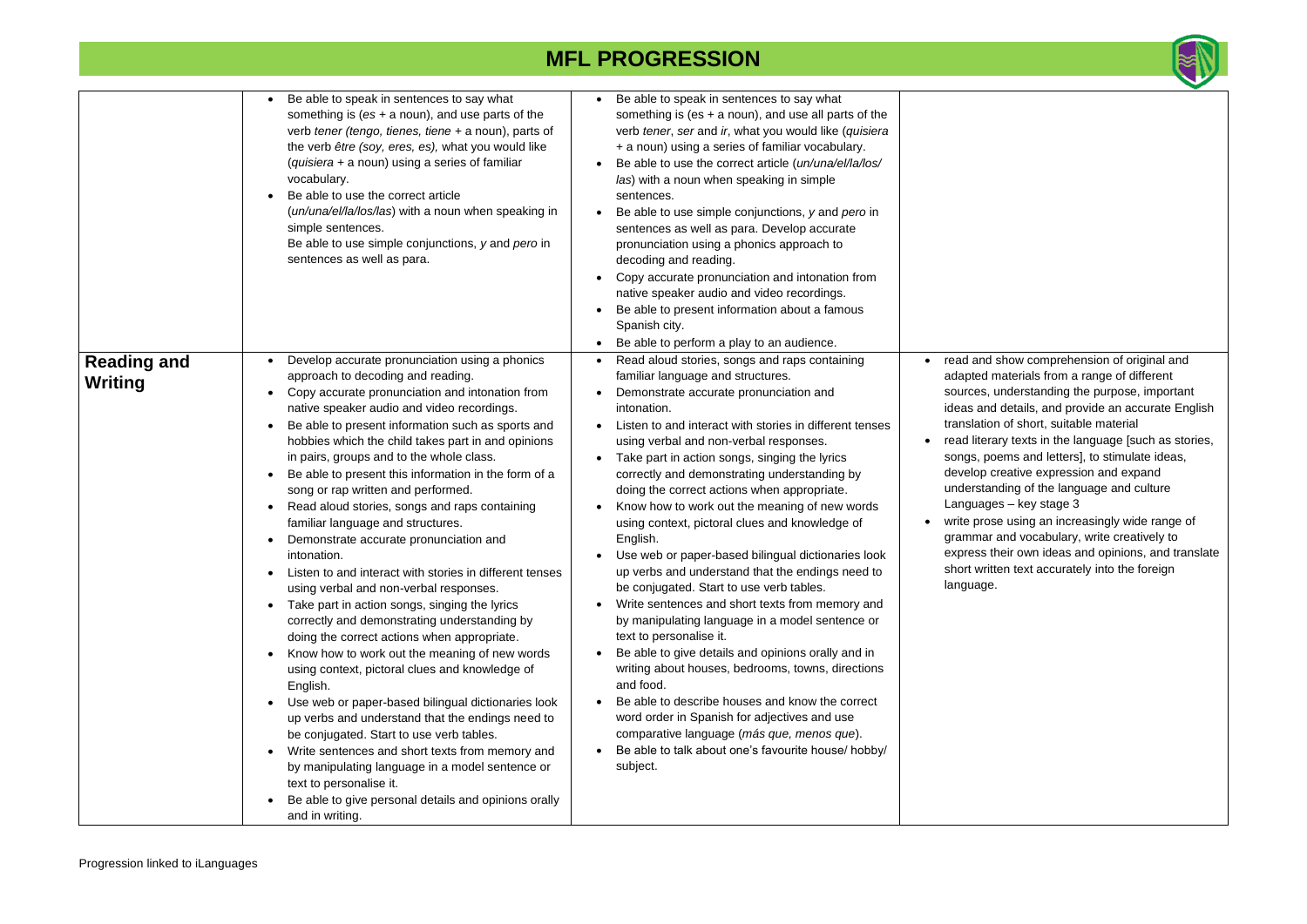# MFL PROGRESSION

| | | | |
|---|---|---|---|
| | • Be able to speak in sentences to say what something is (*es* + a noun), and use parts of the verb *tener (tengo, tienes, tiene* + a noun), parts of the verb *être (soy, eres, es),* what you would like (*quisiera* + a noun) using a series of familiar vocabulary.<br>• Be able to use the correct article (*un/una/el/la/los/las*) with a noun when speaking in simple sentences.<br>Be able to use simple conjunctions, *y* and *pero* in sentences as well as para. | • Be able to speak in sentences to say what something is (es + a noun), and use all parts of the verb *tener*, *ser* and *ir*, what you would like (*quisiera* + a noun) using a series of familiar vocabulary.<br>• Be able to use the correct article (*un/una/el/la/los/ las*) with a noun when speaking in simple sentences.<br>• Be able to use simple conjunctions, *y* and *pero* in sentences as well as para. Develop accurate pronunciation using a phonics approach to decoding and reading.<br>• Copy accurate pronunciation and intonation from native speaker audio and video recordings.<br>• Be able to present information about a famous Spanish city.<br>• Be able to perform a play to an audience. | |
| **Reading and Writing** | • Develop accurate pronunciation using a phonics approach to decoding and reading.<br>• Copy accurate pronunciation and intonation from native speaker audio and video recordings.<br>• Be able to present information such as sports and hobbies which the child takes part in and opinions in pairs, groups and to the whole class.<br>• Be able to present this information in the form of a song or rap written and performed.<br>• Read aloud stories, songs and raps containing familiar language and structures.<br>• Demonstrate accurate pronunciation and intonation.<br>• Listen to and interact with stories in different tenses using verbal and non-verbal responses.<br>• Take part in action songs, singing the lyrics correctly and demonstrating understanding by doing the correct actions when appropriate.<br>• Know how to work out the meaning of new words using context, pictoral clues and knowledge of English.<br>• Use web or paper-based bilingual dictionaries look up verbs and understand that the endings need to be conjugated. Start to use verb tables.<br>• Write sentences and short texts from memory and by manipulating language in a model sentence or text to personalise it.<br>• Be able to give personal details and opinions orally and in writing. | • Read aloud stories, songs and raps containing familiar language and structures.<br>• Demonstrate accurate pronunciation and intonation.<br>• Listen to and interact with stories in different tenses using verbal and non-verbal responses.<br>• Take part in action songs, singing the lyrics correctly and demonstrating understanding by doing the correct actions when appropriate.<br>• Know how to work out the meaning of new words using context, pictoral clues and knowledge of English.<br>• Use web or paper-based bilingual dictionaries look up verbs and understand that the endings need to be conjugated. Start to use verb tables.<br>• Write sentences and short texts from memory and by manipulating language in a model sentence or text to personalise it.<br>• Be able to give details and opinions orally and in writing about houses, bedrooms, towns, directions and food.<br>• Be able to describe houses and know the correct word order in Spanish for adjectives and use comparative language (*más que, menos que*).<br>• Be able to talk about one's favourite house/ hobby/ subject. | • read and show comprehension of original and adapted materials from a range of different sources, understanding the purpose, important ideas and details, and provide an accurate English translation of short, suitable material<br>• read literary texts in the language [such as stories, songs, poems and letters], to stimulate ideas, develop creative expression and expand understanding of the language and culture Languages – key stage 3<br>• write prose using an increasingly wide range of grammar and vocabulary, write creatively to express their own ideas and opinions, and translate short written text accurately into the foreign language. |

Progression linked to iLanguages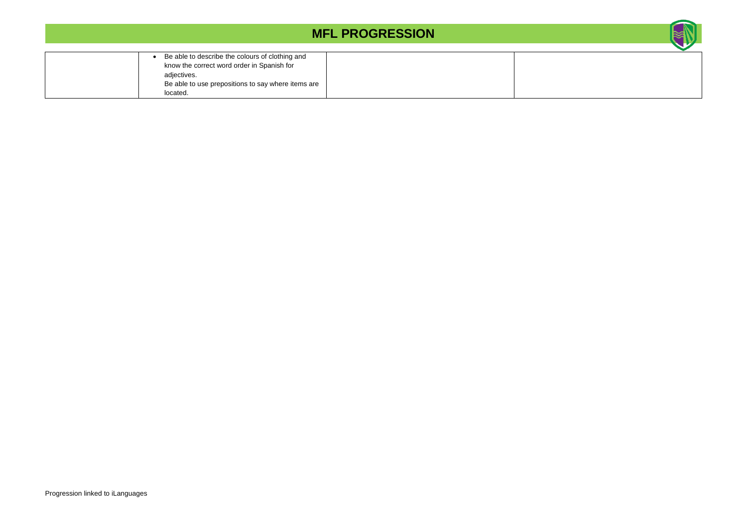# MFL PROGRESSION

| | | | |
|---|---|---|---|
| | • Be able to describe the colours of clothing and know the correct word order in Spanish for adjectives.<br>Be able to use prepositions to say where items are located. | | |

Progression linked to iLanguages